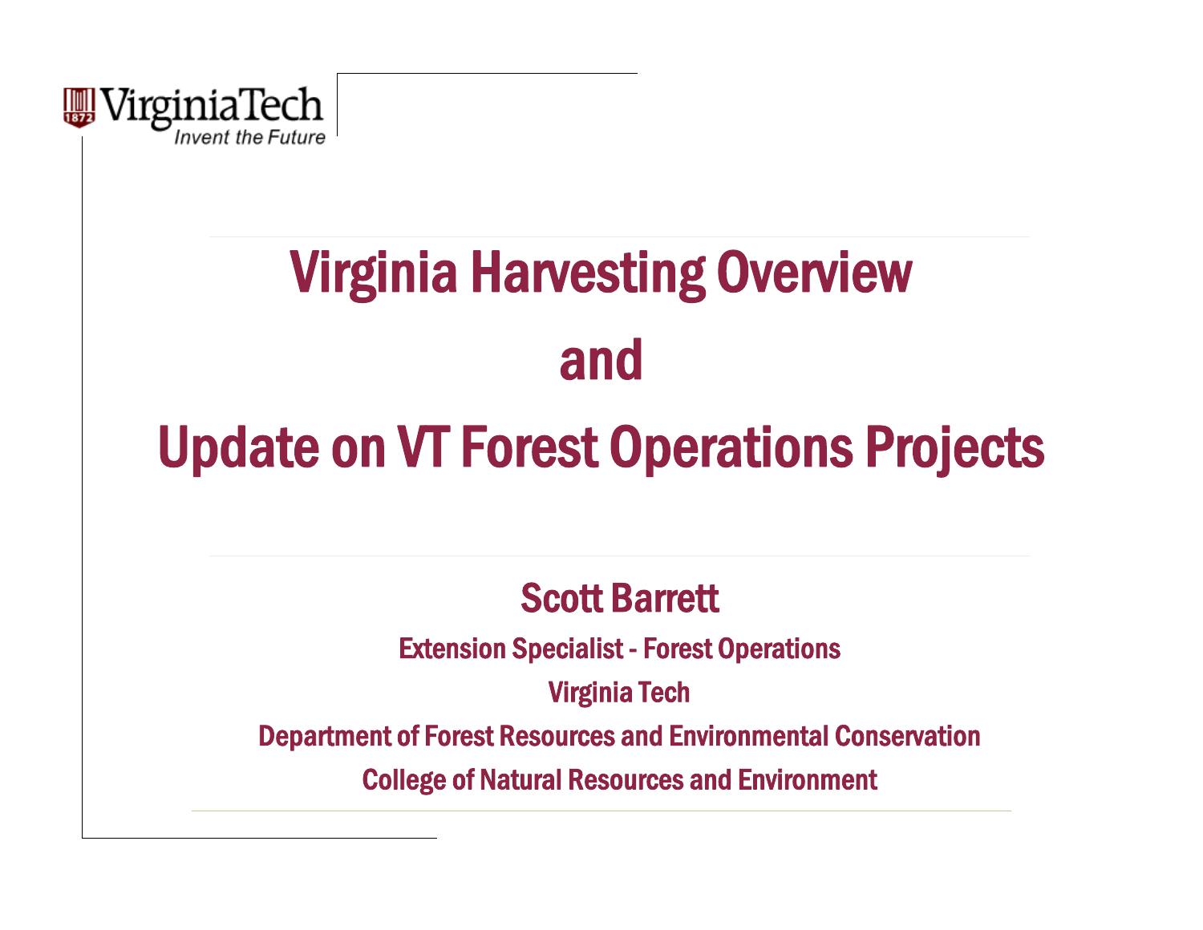VirginiaTech

*Invent the Future*

# Virginia Harvesting Overview

# and

# Update on VT Forest Operations Projects

## Scott Barrett

**Extension Specialist - Forest Operations**

**Virginia Tech**

**Department of Forest Resources and Environmental Conservation**

**College of Natural Resources and Environment**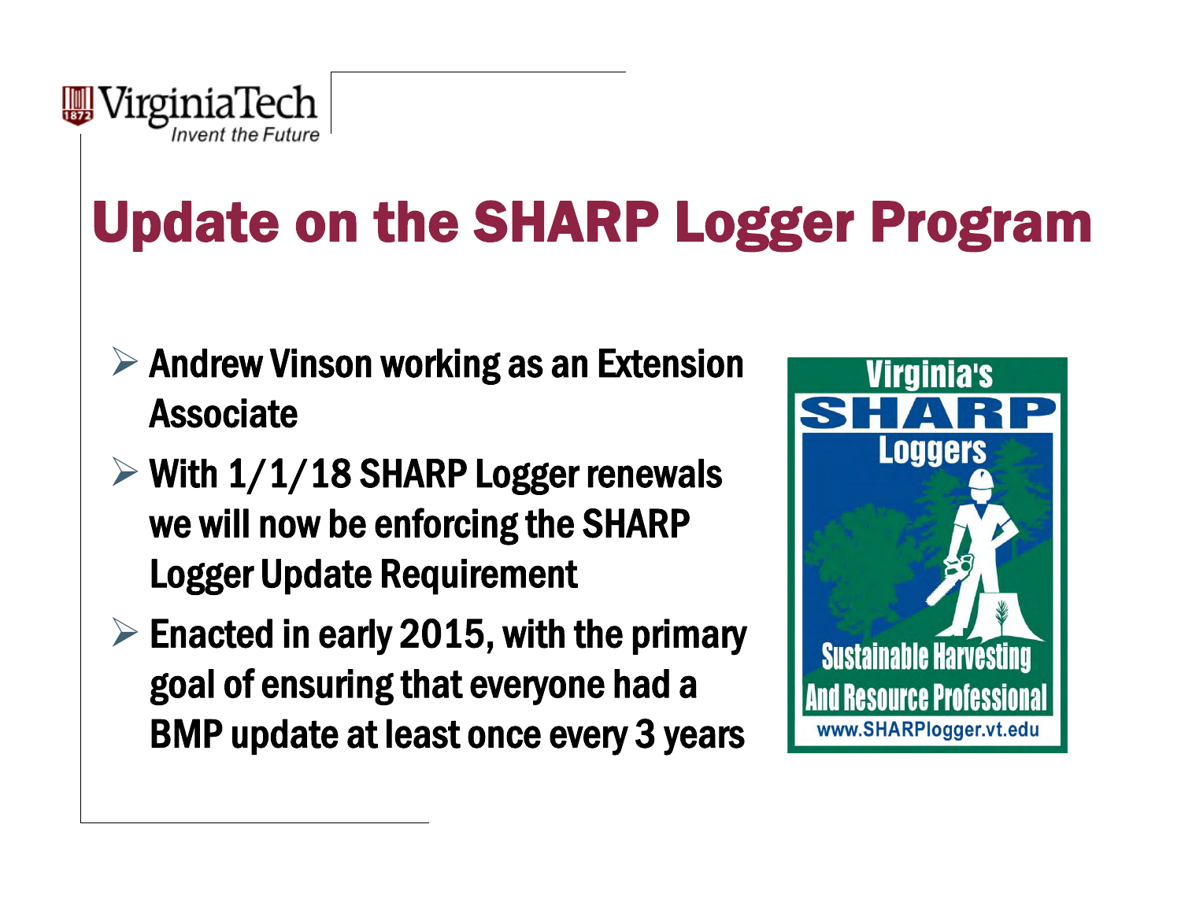# Update on the SHARP Logger Program

- Andrew Vinson working as an Extension Associate
- With 1/1/18 SHARP Logger renewals we will now be enforcing the SHARP Logger Update Requirement
- Enacted in early 2015, with the primary goal of ensuring that everyone had a BMP update at least once every 3 years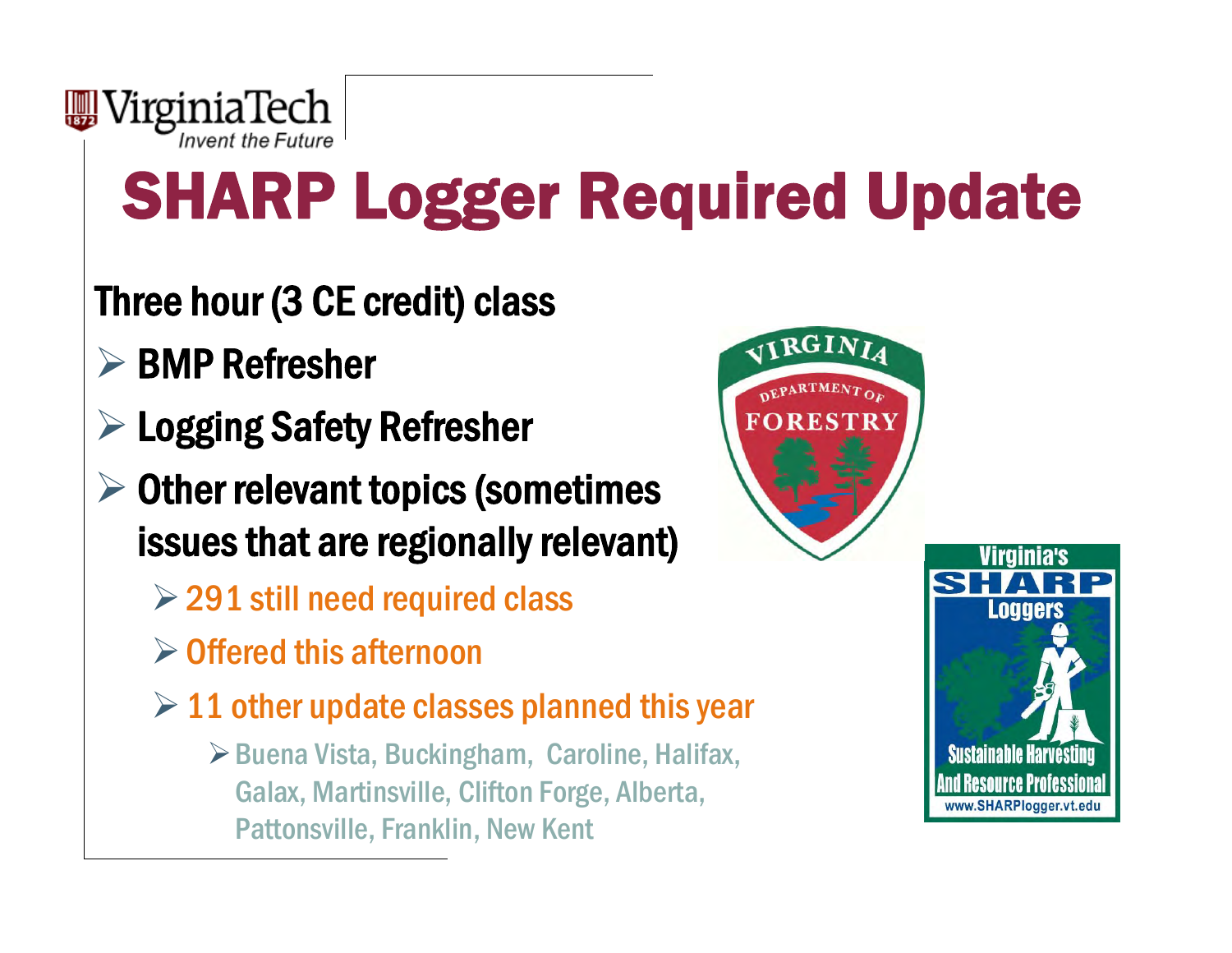# SHARP Logger Required Update

Three hour (3 CE credit) class

- BMP Refresher
- Logging Safety Refresher
- Other relevant topics (sometimes issues that are regionally relevant)
  - 291 still need required class
  - Offered this afternoon
  - 11 other update classes planned this year
    - Buena Vista, Buckingham, Caroline, Halifax, Galax, Martinsville, Clifton Forge, Alberta, Pattonsville, Franklin, New Kent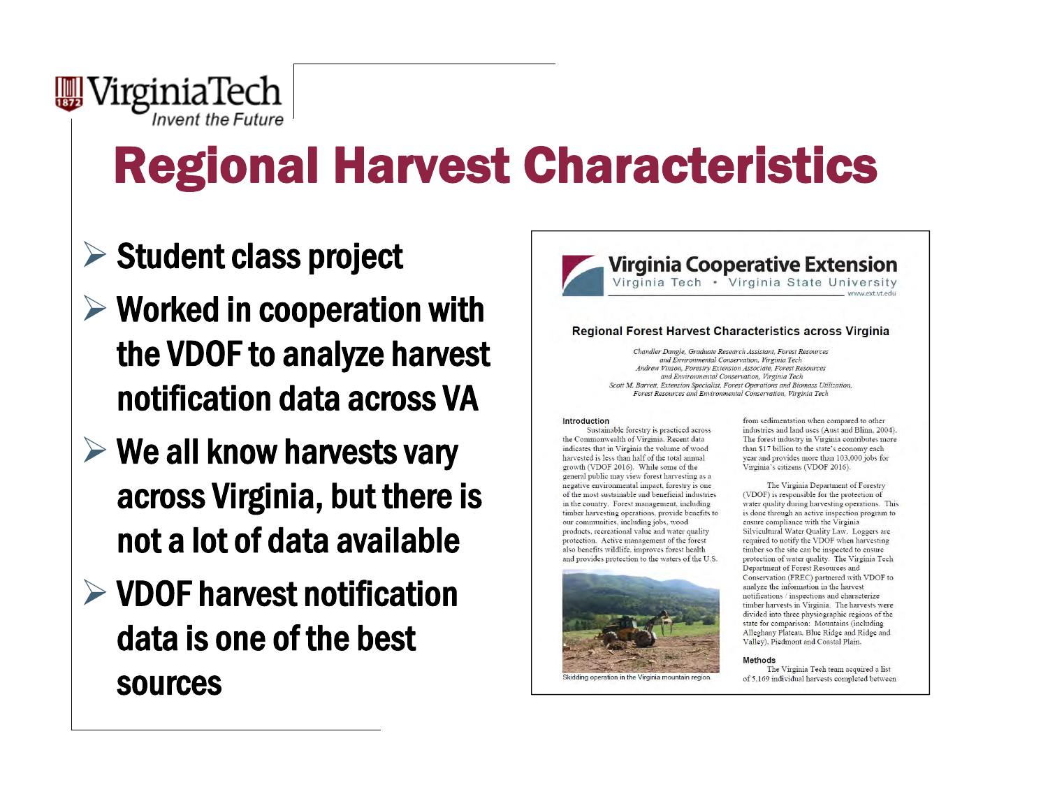# Regional Harvest Characteristics

- Student class project
- Worked in cooperation with the VDOF to analyze harvest notification data across VA
- We all know harvests vary across Virginia, but there is not a lot of data available
- VDOF harvest notification data is one of the best sources

**Virginia Cooperative Extension**
Virginia Tech • Virginia State University
www.ext.vt.edu

### Regional Forest Harvest Characteristics across Virginia

*Chandler Dangle, Graduate Research Assistant, Forest Resources and Environmental Conservation, Virginia Tech*
*Andrew Vinson, Forestry Extension Associate, Forest Resources and Environmental Conservation, Virginia Tech*
*Scott M. Barrett, Extension Specialist, Forest Operations and Biomass Utilization, Forest Resources and Environmental Conservation, Virginia Tech*

**Introduction**

Sustainable forestry is practiced across the Commonwealth of Virginia. Recent data indicates that in Virginia the volume of wood harvested is less than half of the total annual growth (VDOF 2016). While some of the general public may view forest harvesting as a negative environmental impact, forestry is one of the most sustainable and beneficial industries in the country. Forest management, including timber harvesting operations, provide benefits to our communities, including jobs, wood products, recreational value and water quality protection. Active management of the forest also benefits wildlife, improves forest health and provides protection to the waters of the U.S. from sedimentation when compared to other industries and land uses (Aust and Blinn, 2004). The forest industry in Virginia contributes more than $17 billion to the state's economy each year and provides more than 103,000 jobs for Virginia's citizens (VDOF 2016).

Skidding operation in the Virginia mountain region.

The Virginia Department of Forestry (VDOF) is responsible for the protection of water quality during harvesting operations. This is done through an active inspection program to ensure compliance with the Virginia Silvicultural Water Quality Law. Loggers are required to notify the VDOF when harvesting timber so the site can be inspected to ensure protection of water quality. The Virginia Tech Department of Forest Resources and Conservation (FREC) partnered with VDOF to analyze the information in the harvest notifications / inspections and characterize timber harvests in Virginia. The harvests were divided into three physiographic regions of the state for comparison: Mountains (including Allegheny Plateau, Blue Ridge and Ridge and Valley), Piedmont and Coastal Plain.

**Methods**

The Virginia Tech team acquired a list of 5,169 individual harvests completed between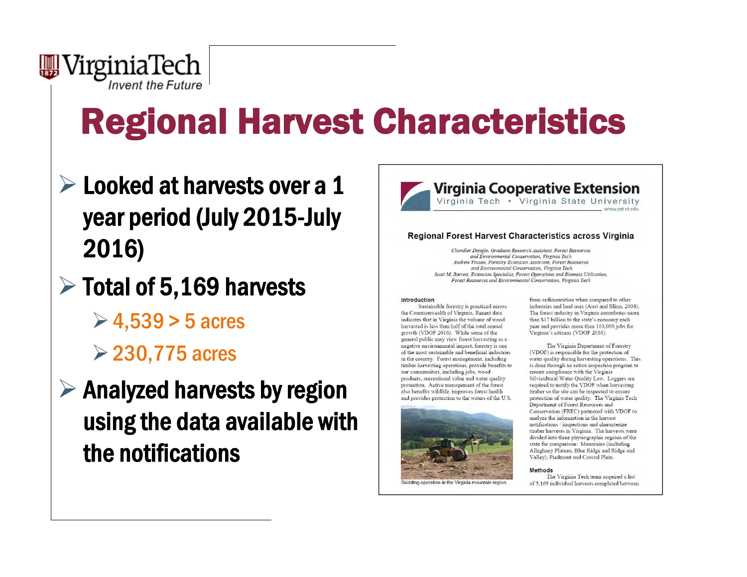# Regional Harvest Characteristics

- Looked at harvests over a 1 year period (July 2015-July 2016)
- Total of 5,169 harvests
  - 4,539 > 5 acres
  - 230,775 acres
- Analyzed harvests by region using the data available with the notifications

**Virginia Cooperative Extension**
Virginia Tech • Virginia State University
www.ext.vt.edu

### Regional Forest Harvest Characteristics across Virginia

*Chandler Dangle, Graduate Research Assistant, Forest Resources and Environmental Conservation, Virginia Tech*
*Andrew Vinson, Forestry Extension Associate, Forest Resources and Environmental Conservation, Virginia Tech*
*Scott M. Barrett, Extension Specialist, Forest Operations and Biomass Utilization, Forest Resources and Environmental Conservation, Virginia Tech*

**Introduction**

Sustainable forestry is practiced across the Commonwealth of Virginia. Recent data indicates that in Virginia the volume of wood harvested is less than half of the total annual growth (VDOF 2016). While some of the general public may view forest harvesting as a negative environmental impact, forestry is one of the most sustainable and beneficial industries in the country. Forest management, including timber harvesting operations, provide benefits to our communities, including jobs, wood products, recreational value and water quality protection. Active management of the forest also benefits wildlife, improves forest health and provides protection to the waters of the U.S. from sedimentation when compared to other industries and land uses (Aust and Blinn, 2004). The forest industry in Virginia contributes more than $17 billion to the state's economy each year and provides more than 103,000 jobs for Virginia's citizens (VDOF 2016).

Skidding operation in the Virginia mountain region.

The Virginia Department of Forestry (VDOF) is responsible for the protection of water quality during harvesting operations. This is done through an active inspection program to ensure compliance with the Virginia Silvicultural Water Quality Law. Loggers are required to notify the VDOF when harvesting timber so the site can be inspected to ensure protection of water quality. The Virginia Tech Department of Forest Resources and Conservation (FREC) partnered with VDOF to analyze the information in the harvest notifications / inspections and characterize timber harvests in Virginia. The harvests were divided into three physiographic regions of the state for comparison: Mountains (including Alleghany Plateau, Blue Ridge and Ridge and Valley), Piedmont and Coastal Plain.

**Methods**

The Virginia Tech team acquired a list of 5,169 individual harvests completed between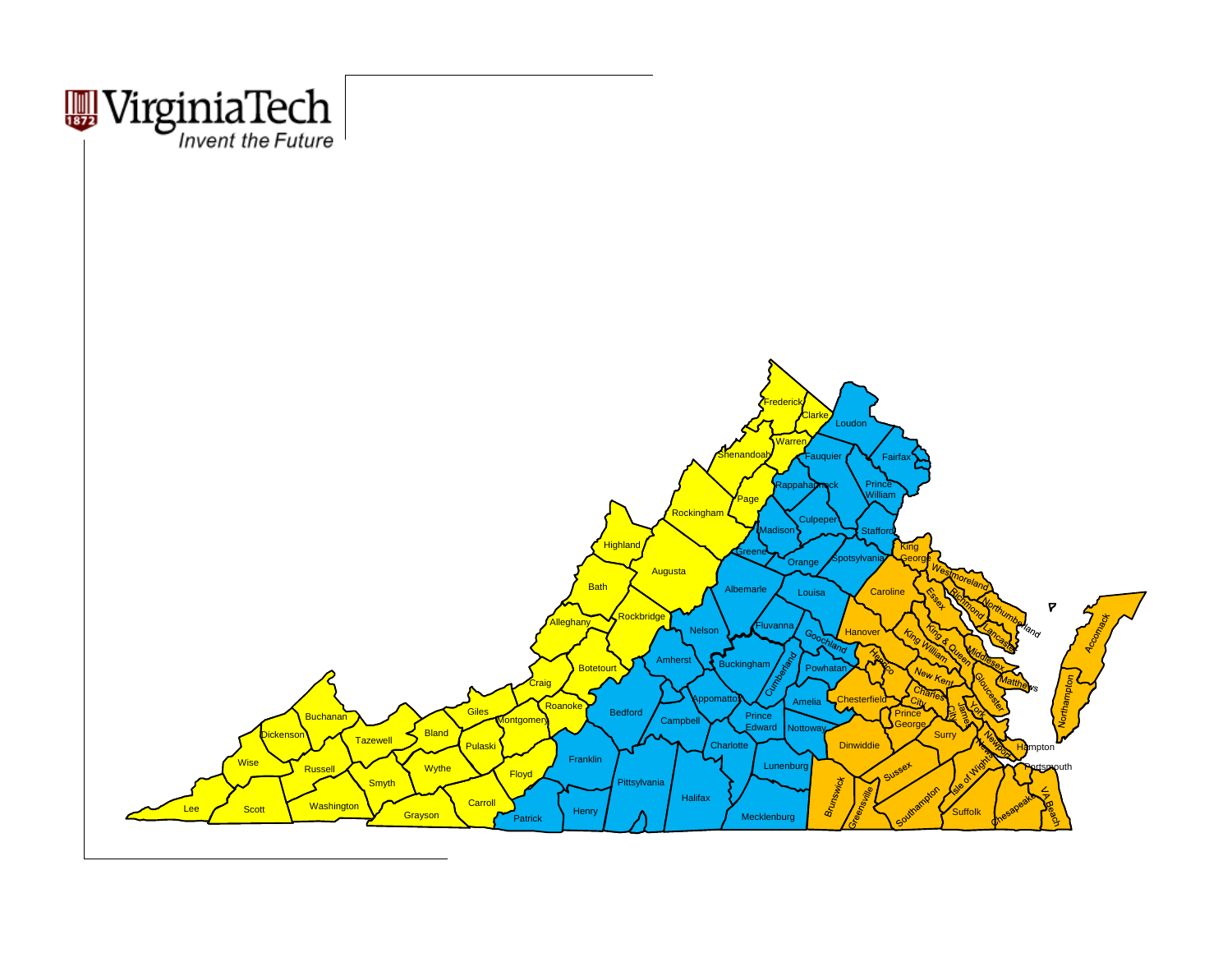VirginiaTech
*Invent the Future*

Frederick, Clarke, Loudon, Warren, Shenandoah, Fauquier, Fairfax, Page, Rappahannock, Prince William, Rockingham, Culpeper, Madison, Stafford, Highland, Greene, King George, Orange, Spotsylvania, Augusta, Albemarle, Louisa, Caroline, Westmoreland, Essex, Richmond, Northumberland, Bath, Lancaster, Rockbridge, Alleghany, Nelson, Fluvanna, Goochland, Hanover, King William, King & Queen, Middlesex, Henrico, Mathews, Amherst, Buckingham, Cumberland, Powhatan, New Kent, Gloucester, Botetourt, Craig, Charles City, Accomack, Roanoke, Appomattox, Chesterfield, James City, York, Northampton, Giles, Montgomery, Bedford, Amelia, Prince George, Buchanan, Campbell, Prince Edward, Nottoway, Surry, Newport News, Dickenson, Tazewell, Bland, Pulaski, Hampton, Charlotte, Dinwiddie, Wise, Franklin, Sussex, Portsmouth, Russell, Wythe, Floyd, Lunenburg, Isle of Wight, Smyth, Pittsylvania, Brunswick, Greensville, Southampton, Chesapeake, VA Beach, Carroll, Halifax, Lee, Scott, Washington, Grayson, Patrick, Henry, Mecklenburg, Suffolk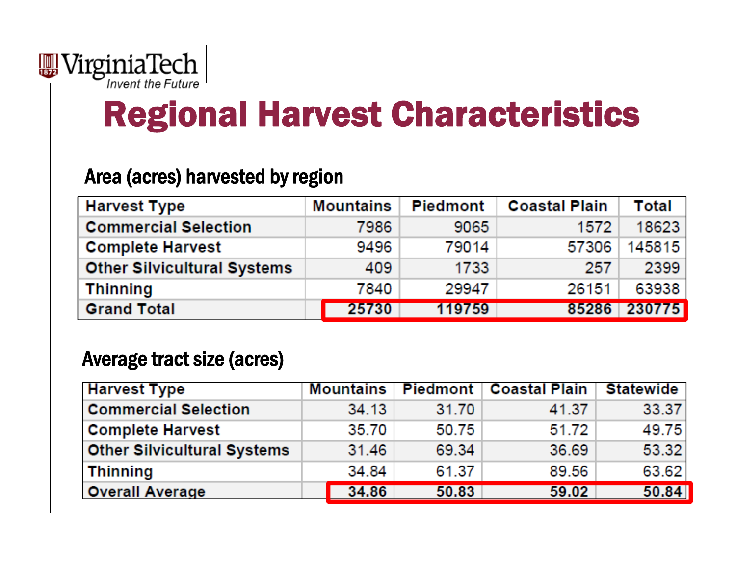# Regional Harvest Characteristics

## Area (acres) harvested by region

| Harvest Type | Mountains | Piedmont | Coastal Plain | Total |
|---|---|---|---|---|
| Commercial Selection | 7986 | 9065 | 1572 | 18623 |
| Complete Harvest | 9496 | 79014 | 57306 | 145815 |
| Other Silvicultural Systems | 409 | 1733 | 257 | 2399 |
| Thinning | 7840 | 29947 | 26151 | 63938 |
| Grand Total | **25730** | **119759** | **85286** | **230775** |

## Average tract size (acres)

| Harvest Type | Mountains | Piedmont | Coastal Plain | Statewide |
|---|---|---|---|---|
| Commercial Selection | 34.13 | 31.70 | 41.37 | 33.37 |
| Complete Harvest | 35.70 | 50.75 | 51.72 | 49.75 |
| Other Silvicultural Systems | 31.46 | 69.34 | 36.69 | 53.32 |
| Thinning | 34.84 | 61.37 | 89.56 | 63.62 |
| Overall Average | **34.86** | **50.83** | **59.02** | **50.84** |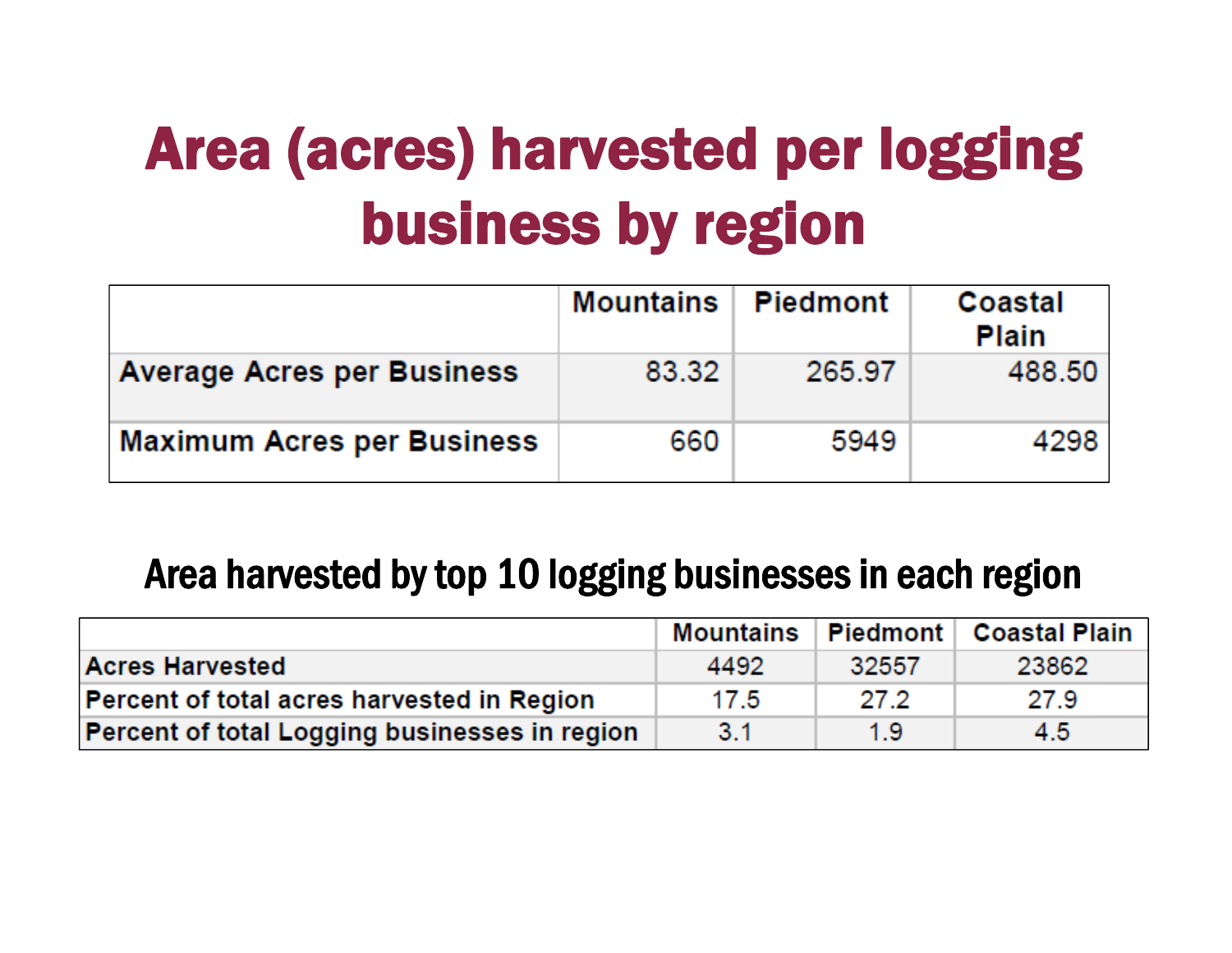# Area (acres) harvested per logging business by region

| | Mountains | Piedmont | Coastal Plain |
|---|---|---|---|
| Average Acres per Business | 83.32 | 265.97 | 488.50 |
| Maximum Acres per Business | 660 | 5949 | 4298 |

## Area harvested by top 10 logging businesses in each region

| | Mountains | Piedmont | Coastal Plain |
|---|---|---|---|
| Acres Harvested | 4492 | 32557 | 23862 |
| Percent of total acres harvested in Region | 17.5 | 27.2 | 27.9 |
| Percent of total Logging businesses in region | 3.1 | 1.9 | 4.5 |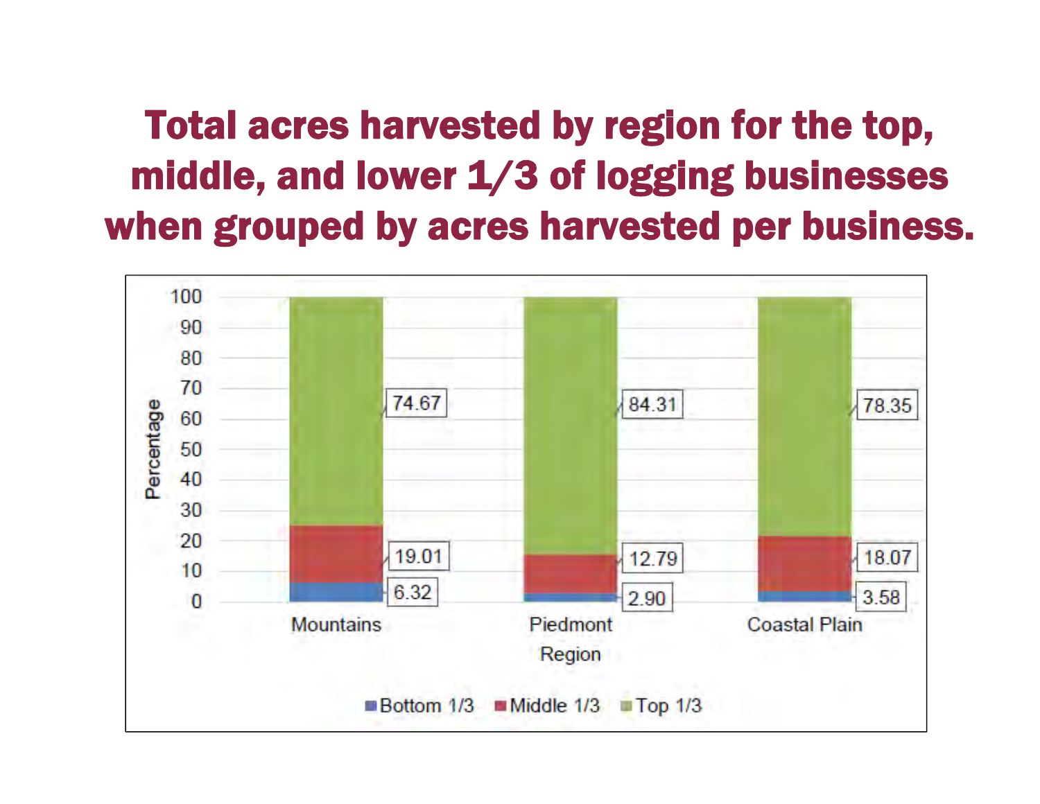# Total acres harvested by region for the top, middle, and lower 1/3 of logging businesses when grouped by acres harvested per business.

| Region | Bottom 1/3 | Middle 1/3 | Top 1/3 |
|---|---|---|---|
| Mountains | 6.32 | 19.01 | 74.67 |
| Piedmont | 2.90 | 12.79 | 84.31 |
| Coastal Plain | 3.58 | 18.07 | 78.35 |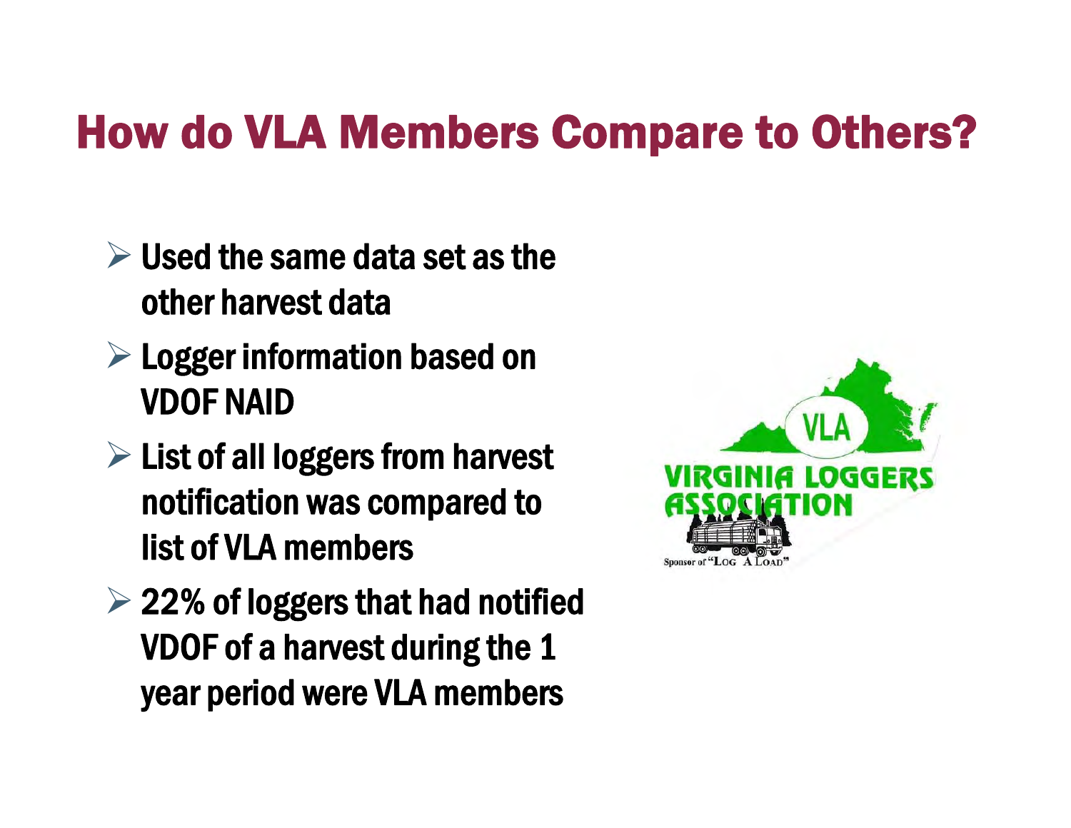# How do VLA Members Compare to Others?

- Used the same data set as the other harvest data
- Logger information based on VDOF NAID
- List of all loggers from harvest notification was compared to list of VLA members
- 22% of loggers that had notified VDOF of a harvest during the 1 year period were VLA members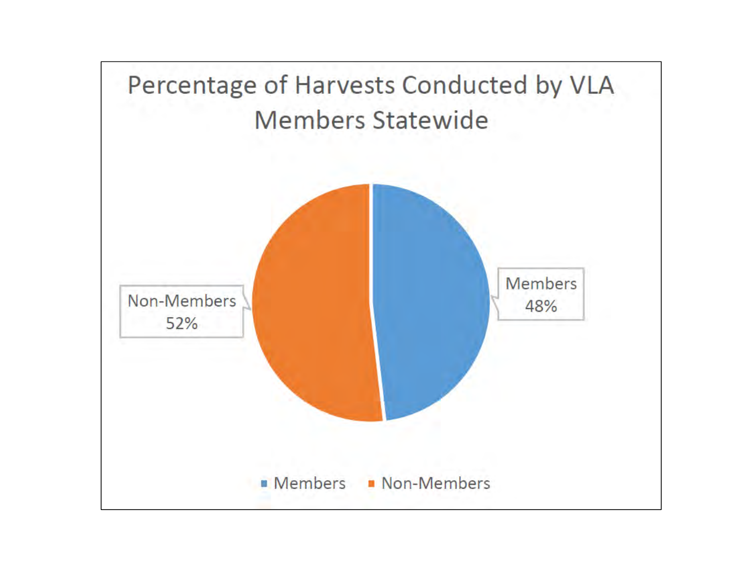## Percentage of Harvests Conducted by VLA Members Statewide

| Category | Percentage |
|---|---|
| Members | 48% |
| Non-Members | 52% |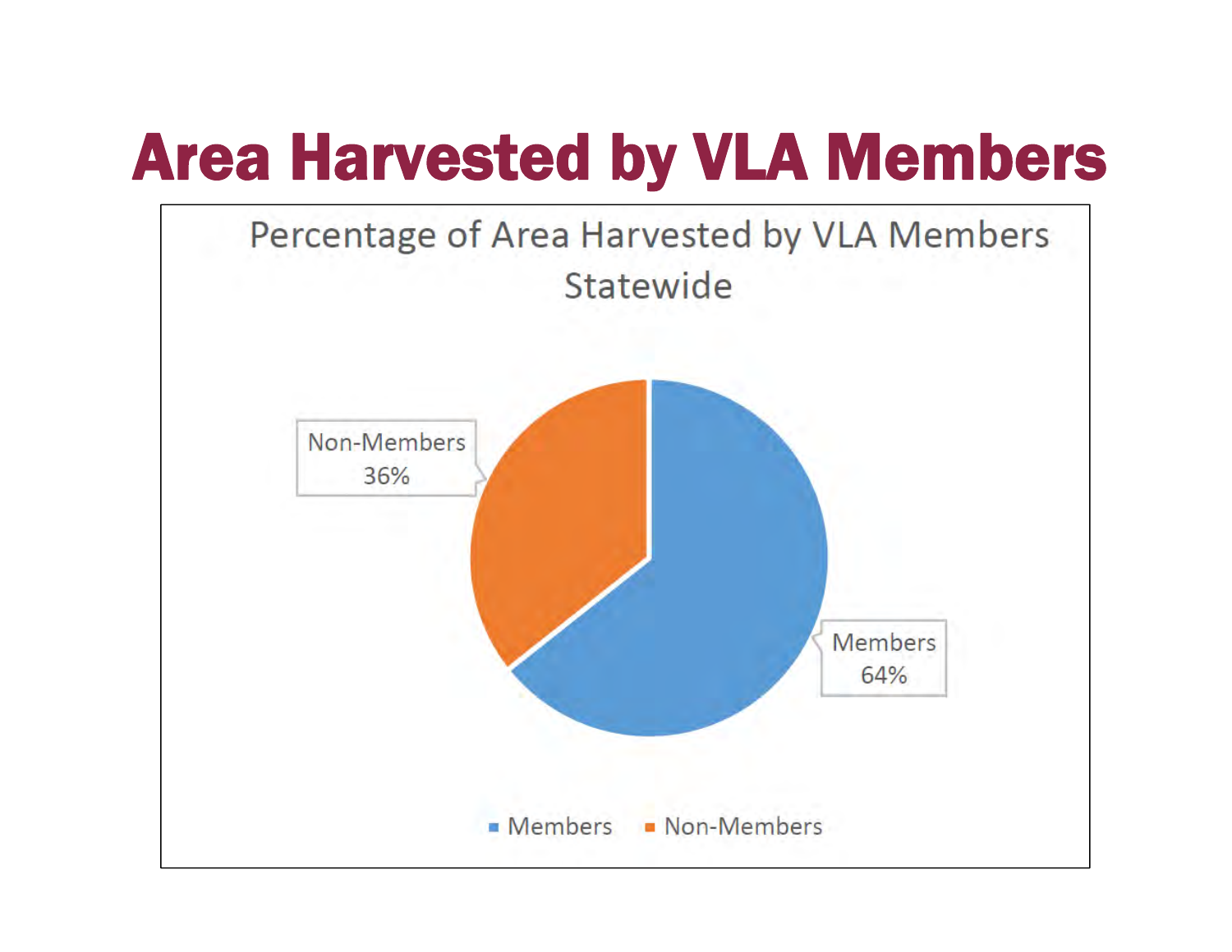# Area Harvested by VLA Members

Percentage of Area Harvested by VLA Members Statewide

| Category | Percentage |
| --- | --- |
| Members | 64% |
| Non-Members | 36% |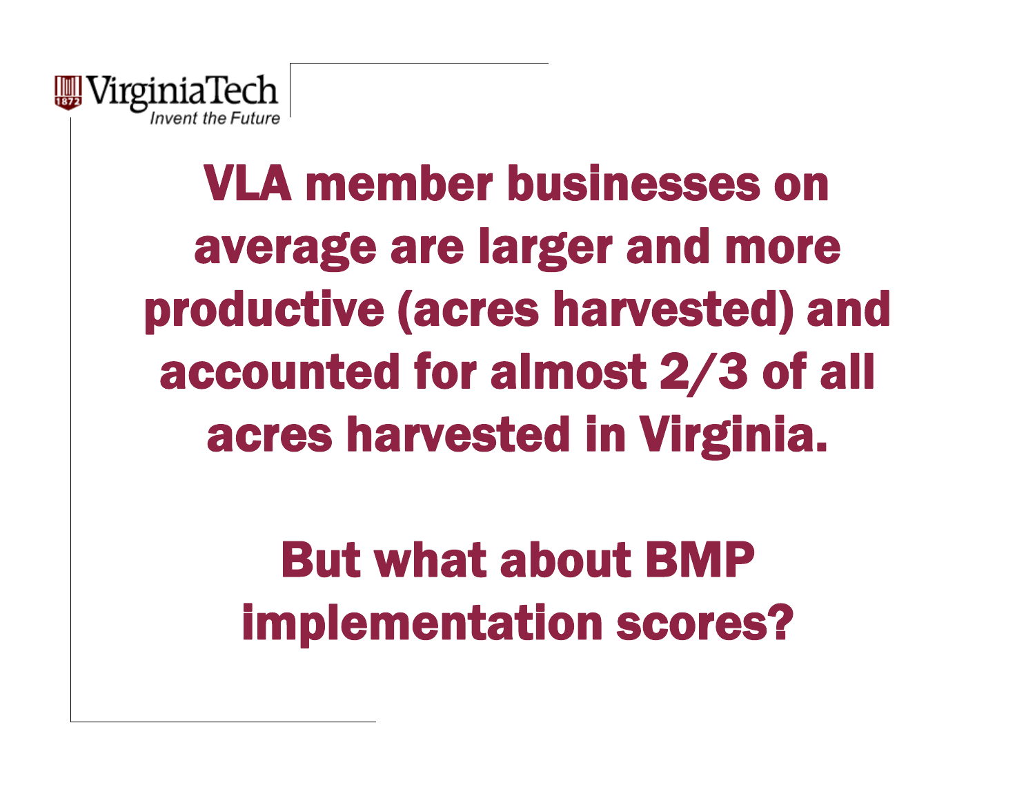VLA member businesses on average are larger and more productive (acres harvested) and accounted for almost 2/3 of all acres harvested in Virginia.

But what about BMP implementation scores?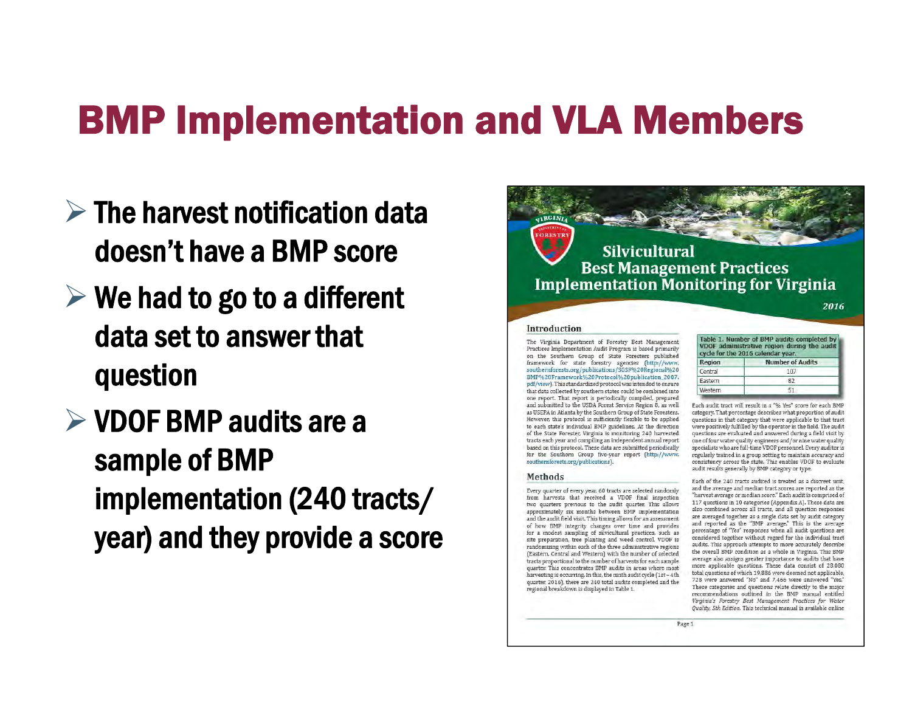# BMP Implementation and VLA Members

- The harvest notification data doesn't have a BMP score
- We had to go to a different data set to answer that question
- VDOF BMP audits are a sample of BMP implementation (240 tracts/ year) and they provide a score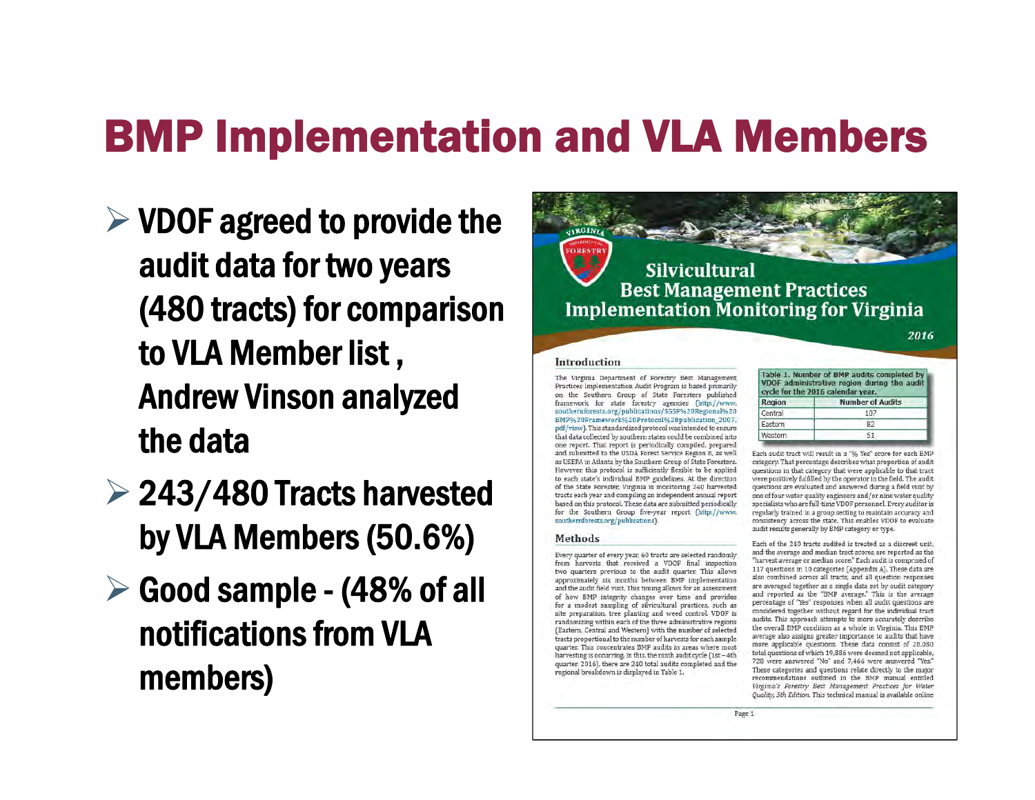# BMP Implementation and VLA Members

- VDOF agreed to provide the audit data for two years (480 tracts) for comparison to VLA Member list , Andrew Vinson analyzed the data
- 243/480 Tracts harvested by VLA Members (50.6%)
- Good sample - (48% of all notifications from VLA members)

## Silvicultural Best Management Practices Implementation Monitoring for Virginia

2016

### Introduction

The Virginia Department of Forestry Best Management Practices Implementation Audit Program is based primarily on the Southern Group of State Foresters published framework for state forestry agencies (http://www.southernforests.org/publications/SGSF%20Regional%20BMP%20Framework%20Protocol%20publication_2007.pdf/view). This standardized protocol was intended to ensure that data collected by southern states could be combined into one report. That report is periodically compiled, prepared and submitted to the USDA Forest Service Region 8, as well as USEPA in Atlanta by the Southern Group of State Foresters. However, this protocol is sufficiently flexible to be applied to each state's individual BMP guidelines. At the direction of the State Forester, Virginia is monitoring 240 harvested tracts each year and compiling an independent annual report based on this protocol. These data are submitted periodically for the Southern Group five-year report (http://www.southernforests.org/publications).

### Methods

Every quarter of every year, 60 tracts are selected randomly from harvests that received a VDOF final inspection two quarters previous to the audit quarter. This allows approximately six months between BMP implementation and the audit field visit. This timing allows for an assessment of how BMP integrity changes over time and provides for a modest sampling of silvicultural practices, such as site preparation, tree planting and weed control. VDOF is randomizing within each of the three administrative regions (Eastern, Central and Western) with the number of selected tracts proportional to the number of harvests for each sample quarter. This concentrates BMP audits in areas where most harvesting is occurring. In this, the ninth audit cycle (1st – 4th quarter 2016), there are 240 total audits completed and the regional breakdown is displayed in Table 1.

Table 1. Number of BMP audits completed by VDOF administrative region during the audit cycle for the 2016 calendar year.

| Region | Number of Audits |
|---|---|
| Central | 107 |
| Eastern | 82 |
| Western | 51 |

Each audit tract will result in a "% Yes" score for each BMP category. That percentage describes what proportion of audit questions in that category that were applicable to that tract were positively fulfilled by the operator in the field. The audit questions are evaluated and answered during a field visit by one of four water quality engineers and/or nine water quality specialists who are full-time VDOF personnel. Every auditor is regularly trained in a group setting to maintain accuracy and consistency across the state. This enables VDOF to evaluate audit results generally by BMP category or type.

Each of the 240 tracts audited is treated as a discreet unit, and the average and median tract scores are reported as the "harvest average or median score." Each audit is comprised of 117 questions in 10 categories (Appendix A). These data are also combined across all tracts, and all question responses are averaged together as a single data set by audit category and reported as the "BMP average." This is the average percentage of "Yes" responses when all audit questions are considered together without regard for the individual tract audits. This approach attempts to more accurately describe the overall BMP condition as a whole in Virginia. This BMP average also assigns greater importance to audits that have more applicable questions. These data consist of 28,080 total questions of which 19,886 were deemed not applicable, 728 were answered "No" and 7,466 were answered "Yes." These categories and questions relate directly to the major recommendations outlined in the BMP manual entitled *Virginia's Forestry Best Management Practices for Water Quality, 5th Edition.* This technical manual is available online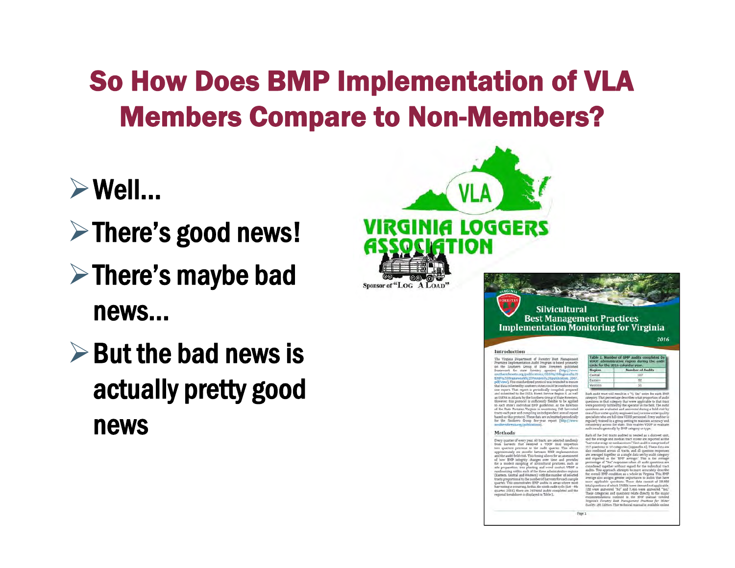# So How Does BMP Implementation of VLA Members Compare to Non-Members?

- Well…
- There's good news!
- There's maybe bad news…
- But the bad news is actually pretty good news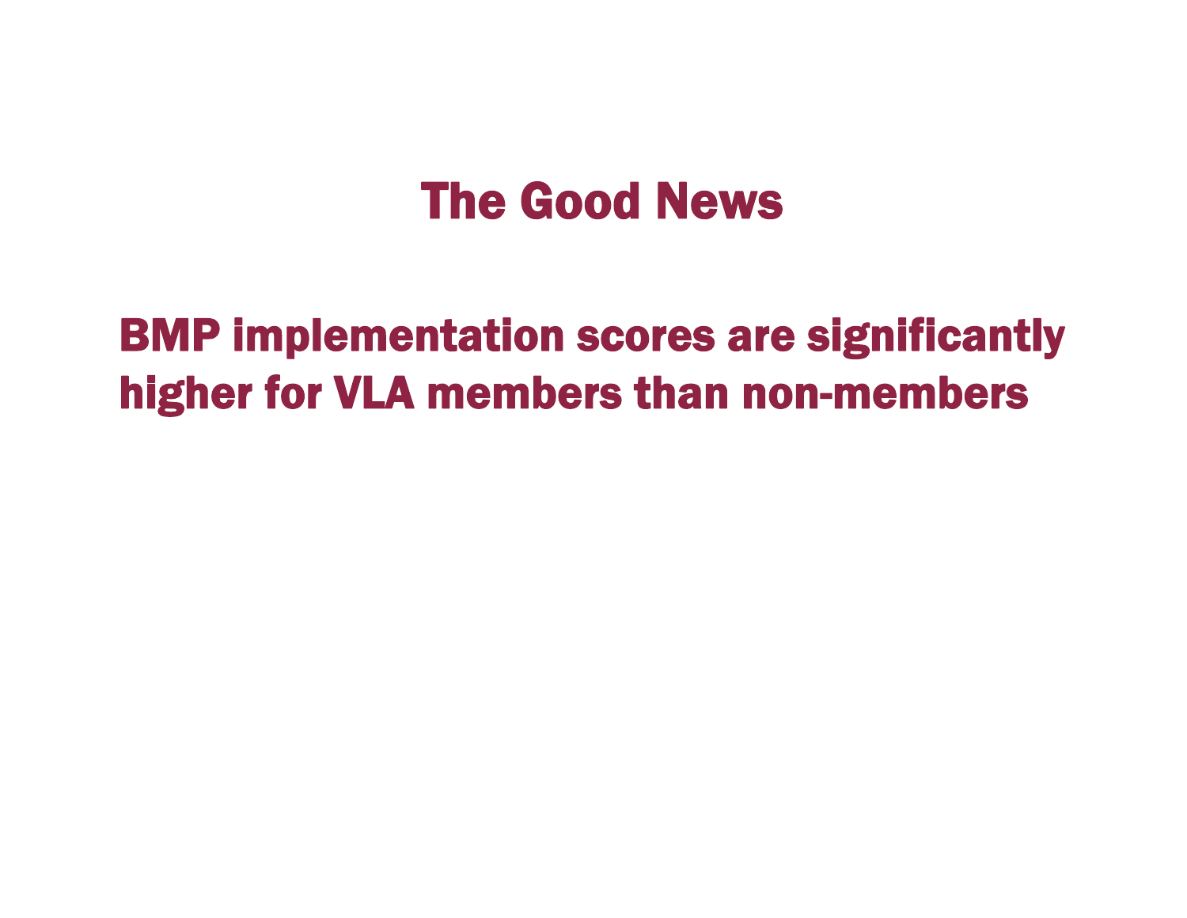# The Good News

**BMP implementation scores are significantly higher for VLA members than non-members**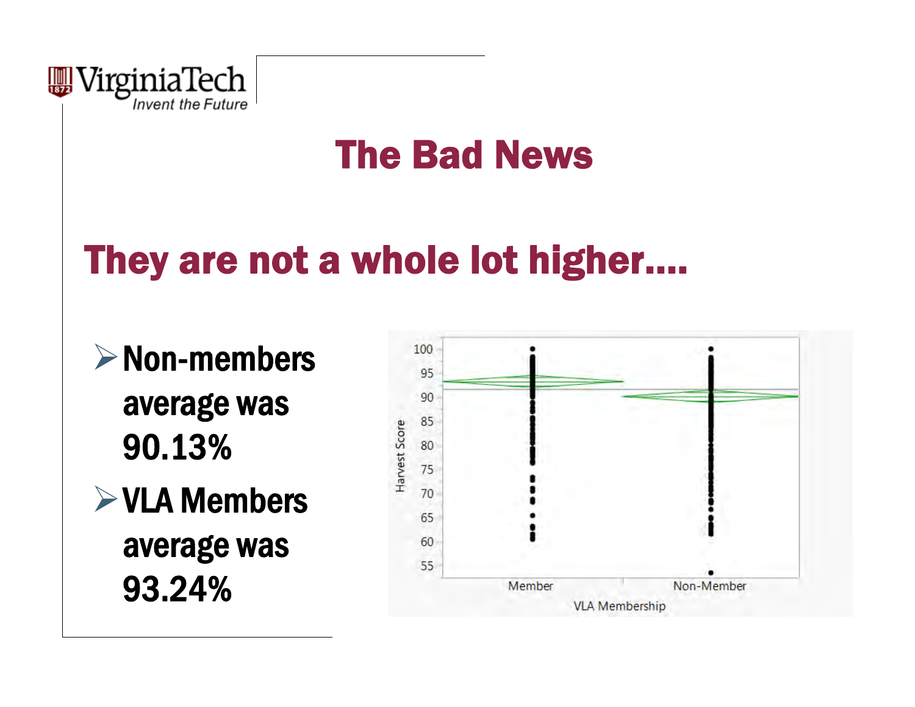# The Bad News

## They are not a whole lot higher….

- Non-members average was 90.13%
- VLA Members average was 93.24%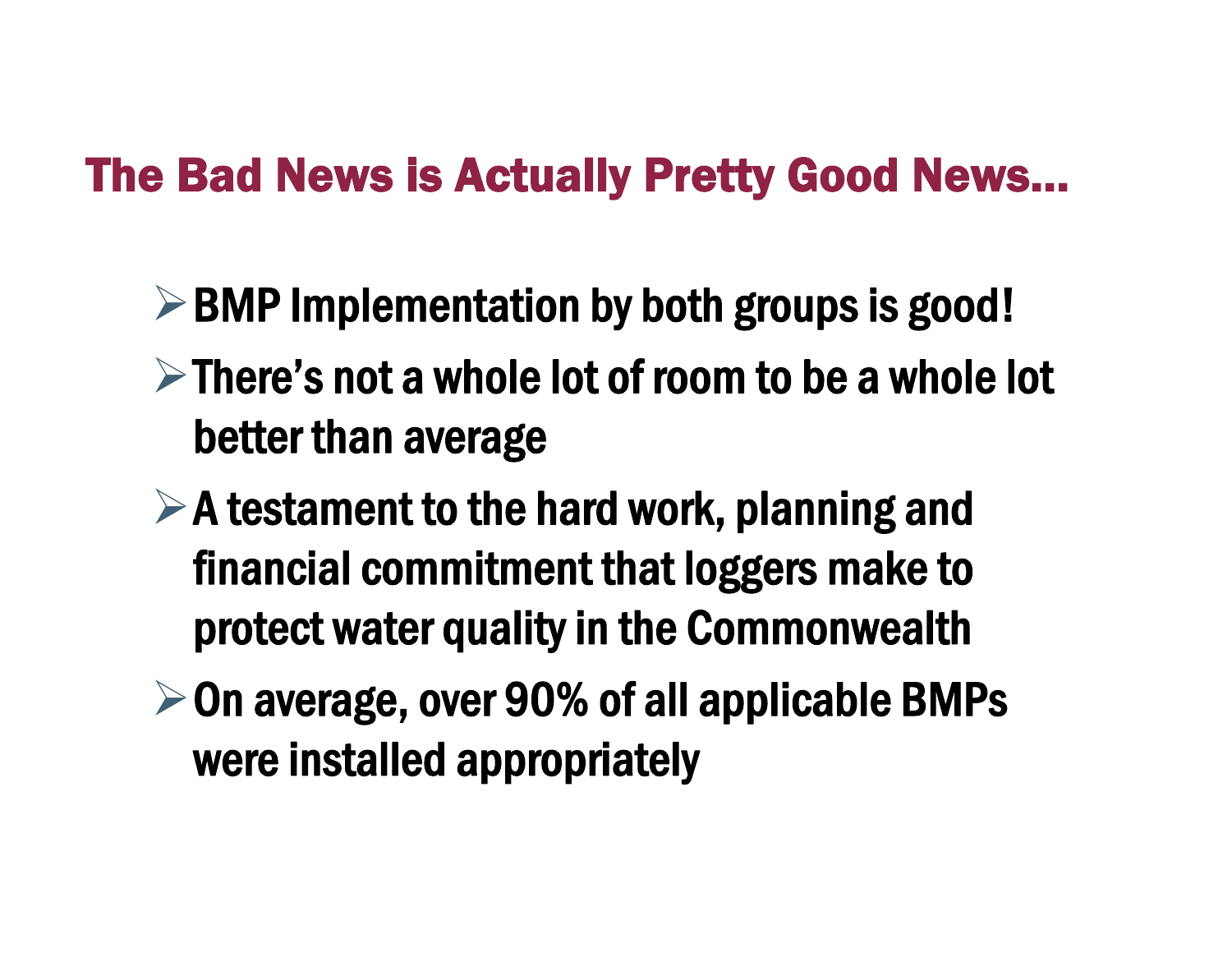## The Bad News is Actually Pretty Good News…

- BMP Implementation by both groups is good!
- There's not a whole lot of room to be a whole lot better than average
- A testament to the hard work, planning and financial commitment that loggers make to protect water quality in the Commonwealth
- On average, over 90% of all applicable BMPs were installed appropriately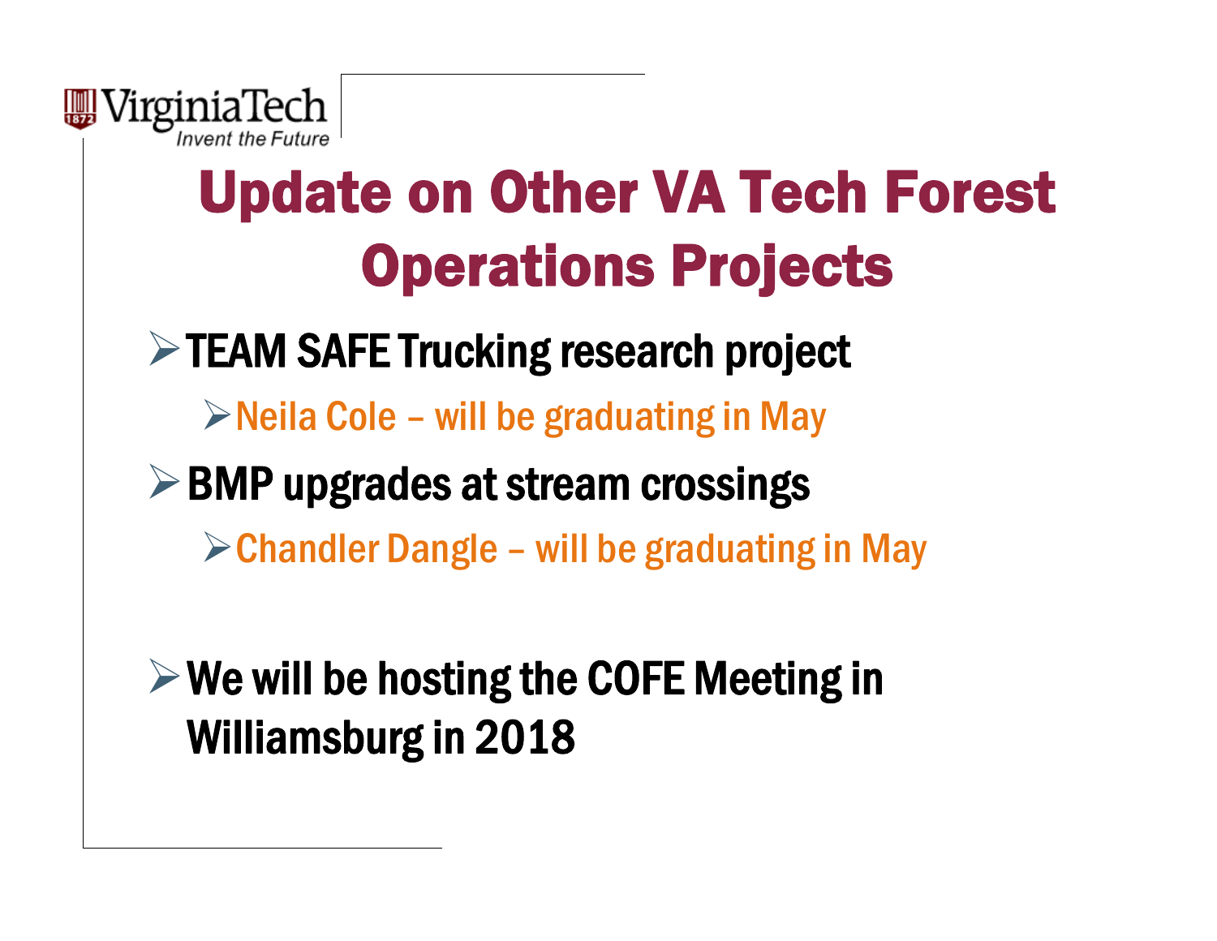# Update on Other VA Tech Forest Operations Projects

- TEAM SAFE Trucking research project
  - Neila Cole – will be graduating in May
- BMP upgrades at stream crossings
  - Chandler Dangle – will be graduating in May

- We will be hosting the COFE Meeting in Williamsburg in 2018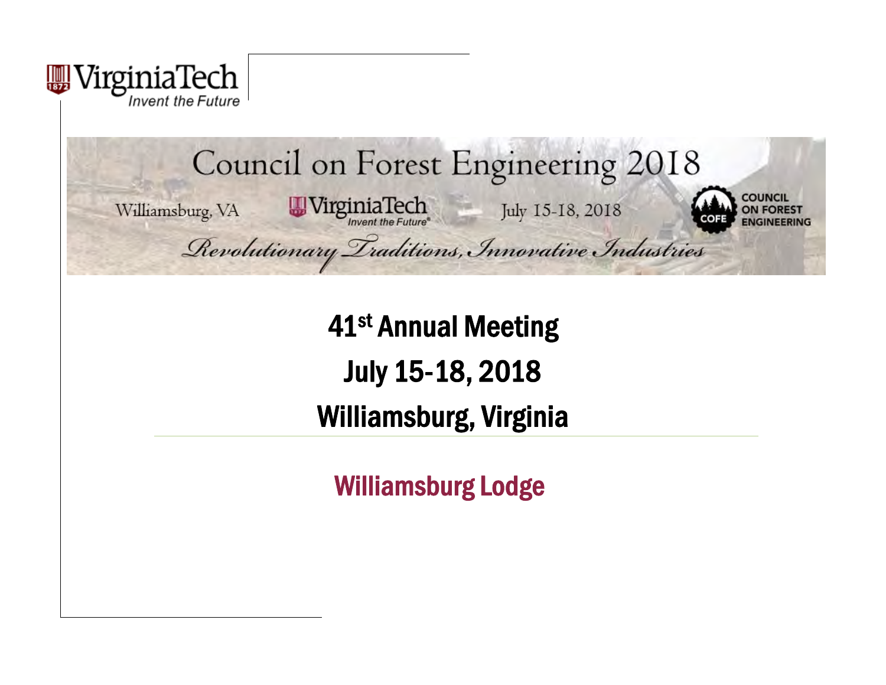VirginiaTech
Invent the Future

# Council on Forest Engineering 2018

Williamsburg, VA — VirginiaTech Invent the Future® — July 15-18, 2018 — COFE Council on Forest Engineering

*Revolutionary Traditions, Innovative Industries*

## 41st Annual Meeting

## July 15-18, 2018

## Williamsburg, Virginia

---

## Williamsburg Lodge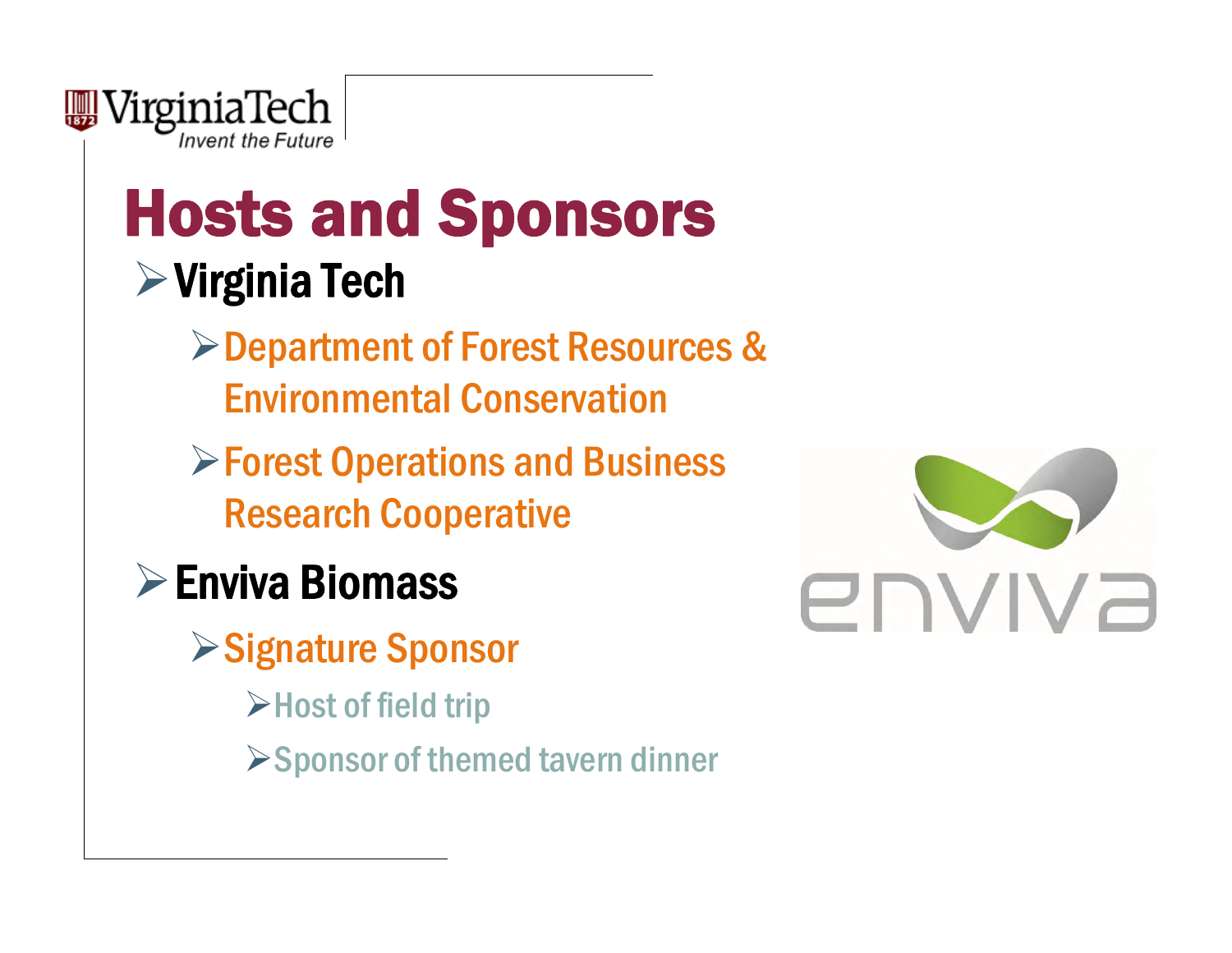# Hosts and Sponsors

- Virginia Tech
  - Department of Forest Resources & Environmental Conservation
  - Forest Operations and Business Research Cooperative
- Enviva Biomass
  - Signature Sponsor
    - Host of field trip
    - Sponsor of themed tavern dinner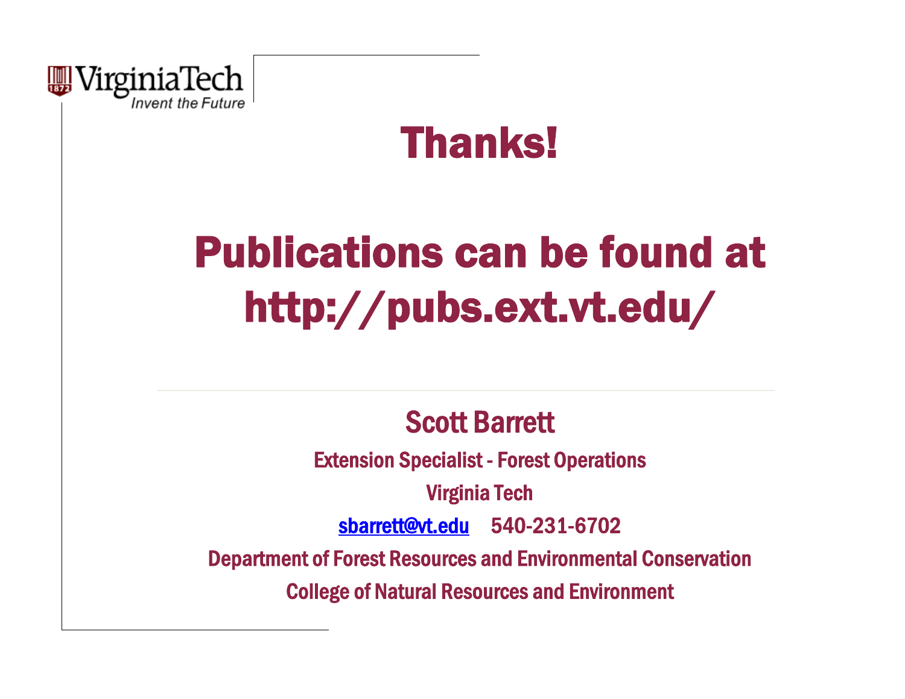# Thanks!

# Publications can be found at http://pubs.ext.vt.edu/

---

## Scott Barrett

**Extension Specialist - Forest Operations**

**Virginia Tech**

**sbarrett@vt.edu 540-231-6702**

**Department of Forest Resources and Environmental Conservation**

**College of Natural Resources and Environment**